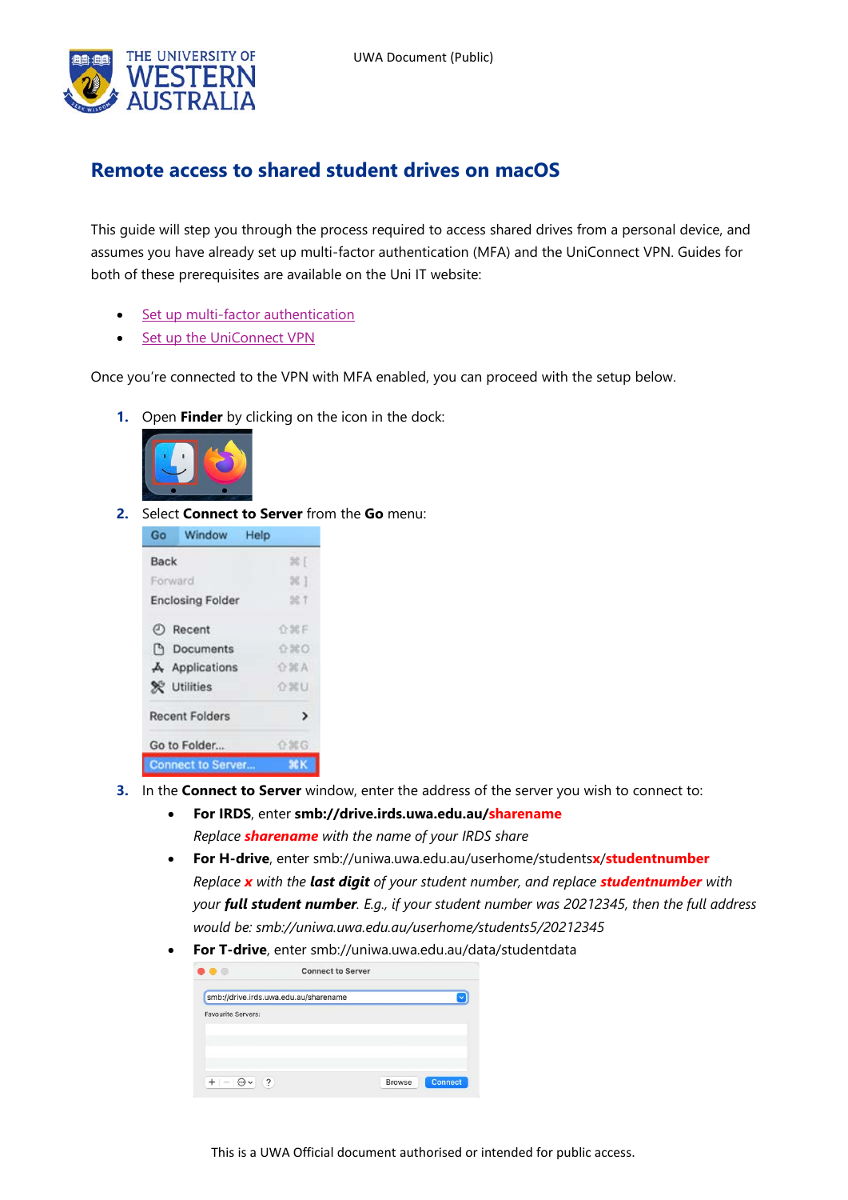# Remote access to shared student drives on macOS

This guide will step you through the process required to access shared drives from a personal device, and assumes you have already set up multi-factor authentication (MFA) and the UniConnect VPN. Guides for both of these prerequisites are available on the Uni IT website:

- Set up multi-factor authentication
- Set up the UniConnect VPN

Once you're connected to the VPN with MFA enabled, you can proceed with the setup below.

1. Open **Finder** by clicking on the icon in the dock:

2. Select **Connect to Server** from the **Go** menu:

3. In the **Connect to Server** window, enter the address of the server you wish to connect to:
   - **For IRDS**, enter **smb://drive.irds.uwa.edu.au/sharename**
     *Replace **sharename** with the name of your IRDS share*
   - **For H-drive**, enter smb://uniwa.uwa.edu.au/userhome/students**x**/**studentnumber**
     *Replace **x** with the **last digit** of your student number, and replace **studentnumber** with your **full student number**. E.g., if your student number was 20212345, then the full address would be: smb://uniwa.uwa.edu.au/userhome/students5/20212345*
   - **For T-drive**, enter smb://uniwa.uwa.edu.au/data/studentdata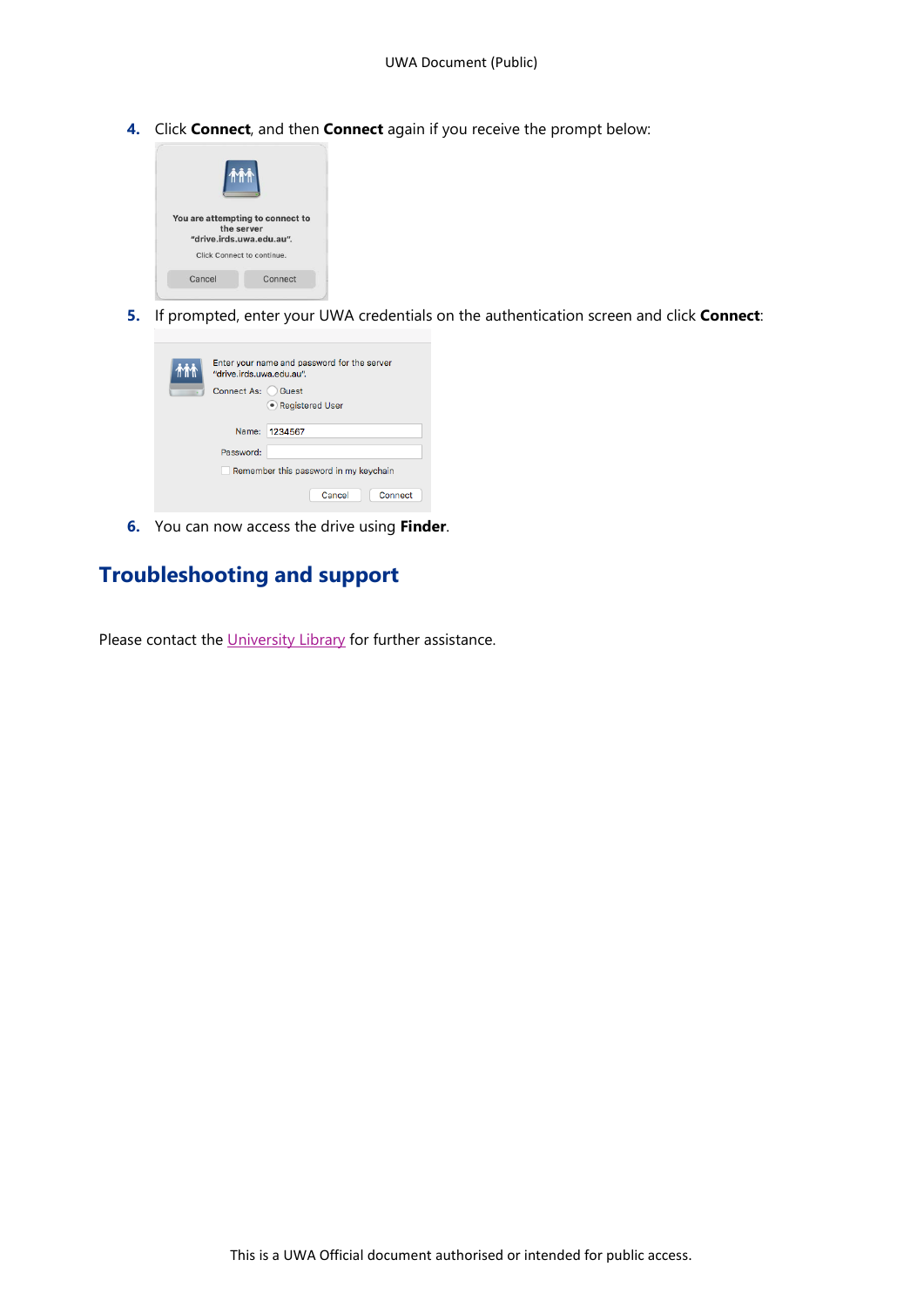4. Click **Connect**, and then **Connect** again if you receive the prompt below:

You are attempting to connect to the server "drive.irds.uwa.edu.au".

Click Connect to continue.

Cancel Connect

5. If prompted, enter your UWA credentials on the authentication screen and click **Connect**:

Enter your name and password for the server "drive.irds.uwa.edu.au".

Connect As: Guest

Registered User

Name: 1234567

Password:

Remember this password in my keychain

Cancel Connect

6. You can now access the drive using **Finder**.

## Troubleshooting and support

Please contact the University Library for further assistance.